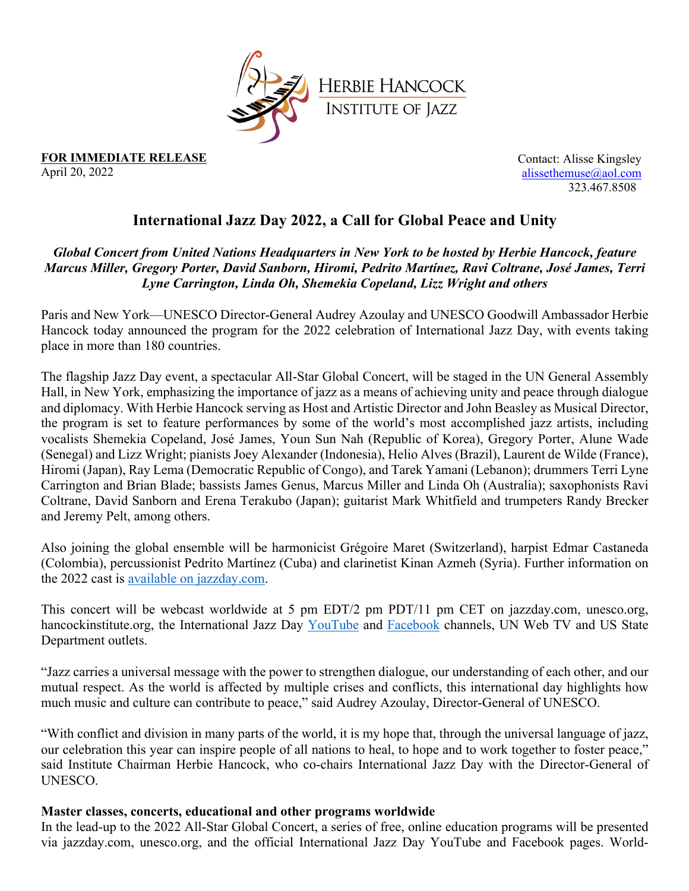HERBIE HANCOCK INSTITUTE OF JAZZ

**FOR IMMEDIATE RELEASE**
April 20, 2022

Contact: Alisse Kingsley
alissethemuse@aol.com
323.467.8508

# International Jazz Day 2022, a Call for Global Peace and Unity

***Global Concert from United Nations Headquarters in New York to be hosted by Herbie Hancock, feature Marcus Miller, Gregory Porter, David Sanborn, Hiromi, Pedrito Martínez, Ravi Coltrane, José James, Terri Lyne Carrington, Linda Oh, Shemekia Copeland, Lizz Wright and others***

Paris and New York—UNESCO Director-General Audrey Azoulay and UNESCO Goodwill Ambassador Herbie Hancock today announced the program for the 2022 celebration of International Jazz Day, with events taking place in more than 180 countries.

The flagship Jazz Day event, a spectacular All-Star Global Concert, will be staged in the UN General Assembly Hall, in New York, emphasizing the importance of jazz as a means of achieving unity and peace through dialogue and diplomacy. With Herbie Hancock serving as Host and Artistic Director and John Beasley as Musical Director, the program is set to feature performances by some of the world's most accomplished jazz artists, including vocalists Shemekia Copeland, José James, Youn Sun Nah (Republic of Korea), Gregory Porter, Alune Wade (Senegal) and Lizz Wright; pianists Joey Alexander (Indonesia), Helio Alves (Brazil), Laurent de Wilde (France), Hiromi (Japan), Ray Lema (Democratic Republic of Congo), and Tarek Yamani (Lebanon); drummers Terri Lyne Carrington and Brian Blade; bassists James Genus, Marcus Miller and Linda Oh (Australia); saxophonists Ravi Coltrane, David Sanborn and Erena Terakubo (Japan); guitarist Mark Whitfield and trumpeters Randy Brecker and Jeremy Pelt, among others.

Also joining the global ensemble will be harmonicist Grégoire Maret (Switzerland), harpist Edmar Castaneda (Colombia), percussionist Pedrito Martínez (Cuba) and clarinetist Kinan Azmeh (Syria). Further information on the 2022 cast is available on jazzday.com.

This concert will be webcast worldwide at 5 pm EDT/2 pm PDT/11 pm CET on jazzday.com, unesco.org, hancockinstitute.org, the International Jazz Day YouTube and Facebook channels, UN Web TV and US State Department outlets.

"Jazz carries a universal message with the power to strengthen dialogue, our understanding of each other, and our mutual respect. As the world is affected by multiple crises and conflicts, this international day highlights how much music and culture can contribute to peace," said Audrey Azoulay, Director-General of UNESCO.

"With conflict and division in many parts of the world, it is my hope that, through the universal language of jazz, our celebration this year can inspire people of all nations to heal, to hope and to work together to foster peace," said Institute Chairman Herbie Hancock, who co-chairs International Jazz Day with the Director-General of UNESCO.

**Master classes, concerts, educational and other programs worldwide**

In the lead-up to the 2022 All-Star Global Concert, a series of free, online education programs will be presented via jazzday.com, unesco.org, and the official International Jazz Day YouTube and Facebook pages. World-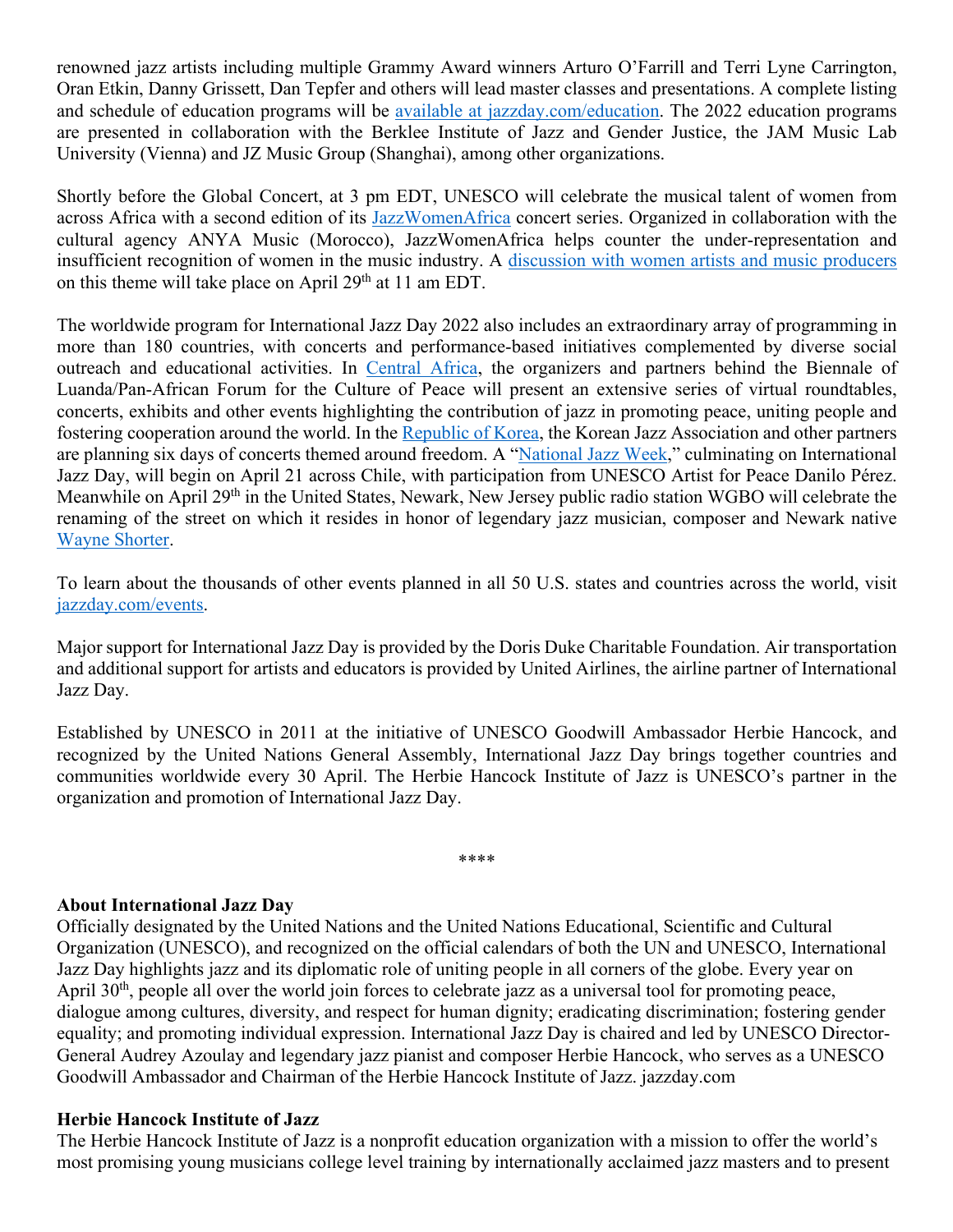renowned jazz artists including multiple Grammy Award winners Arturo O'Farrill and Terri Lyne Carrington, Oran Etkin, Danny Grissett, Dan Tepfer and others will lead master classes and presentations. A complete listing and schedule of education programs will be [available at jazzday.com/education](). The 2022 education programs are presented in collaboration with the Berklee Institute of Jazz and Gender Justice, the JAM Music Lab University (Vienna) and JZ Music Group (Shanghai), among other organizations.

Shortly before the Global Concert, at 3 pm EDT, UNESCO will celebrate the musical talent of women from across Africa with a second edition of its [JazzWomenAfrica]() concert series. Organized in collaboration with the cultural agency ANYA Music (Morocco), JazzWomenAfrica helps counter the under-representation and insufficient recognition of women in the music industry. A [discussion with women artists and music producers]() on this theme will take place on April 29th at 11 am EDT.

The worldwide program for International Jazz Day 2022 also includes an extraordinary array of programming in more than 180 countries, with concerts and performance-based initiatives complemented by diverse social outreach and educational activities. In [Central Africa](), the organizers and partners behind the Biennale of Luanda/Pan-African Forum for the Culture of Peace will present an extensive series of virtual roundtables, concerts, exhibits and other events highlighting the contribution of jazz in promoting peace, uniting people and fostering cooperation around the world. In the [Republic of Korea](), the Korean Jazz Association and other partners are planning six days of concerts themed around freedom. A "[National Jazz Week]()," culminating on International Jazz Day, will begin on April 21 across Chile, with participation from UNESCO Artist for Peace Danilo Pérez. Meanwhile on April 29th in the United States, Newark, New Jersey public radio station WGBO will celebrate the renaming of the street on which it resides in honor of legendary jazz musician, composer and Newark native [Wayne Shorter]().

To learn about the thousands of other events planned in all 50 U.S. states and countries across the world, visit [jazzday.com/events]().

Major support for International Jazz Day is provided by the Doris Duke Charitable Foundation. Air transportation and additional support for artists and educators is provided by United Airlines, the airline partner of International Jazz Day.

Established by UNESCO in 2011 at the initiative of UNESCO Goodwill Ambassador Herbie Hancock, and recognized by the United Nations General Assembly, International Jazz Day brings together countries and communities worldwide every 30 April. The Herbie Hancock Institute of Jazz is UNESCO's partner in the organization and promotion of International Jazz Day.

****

**About International Jazz Day**

Officially designated by the United Nations and the United Nations Educational, Scientific and Cultural Organization (UNESCO), and recognized on the official calendars of both the UN and UNESCO, International Jazz Day highlights jazz and its diplomatic role of uniting people in all corners of the globe. Every year on April 30th, people all over the world join forces to celebrate jazz as a universal tool for promoting peace, dialogue among cultures, diversity, and respect for human dignity; eradicating discrimination; fostering gender equality; and promoting individual expression. International Jazz Day is chaired and led by UNESCO Director-General Audrey Azoulay and legendary jazz pianist and composer Herbie Hancock, who serves as a UNESCO Goodwill Ambassador and Chairman of the Herbie Hancock Institute of Jazz. jazzday.com

**Herbie Hancock Institute of Jazz**

The Herbie Hancock Institute of Jazz is a nonprofit education organization with a mission to offer the world's most promising young musicians college level training by internationally acclaimed jazz masters and to present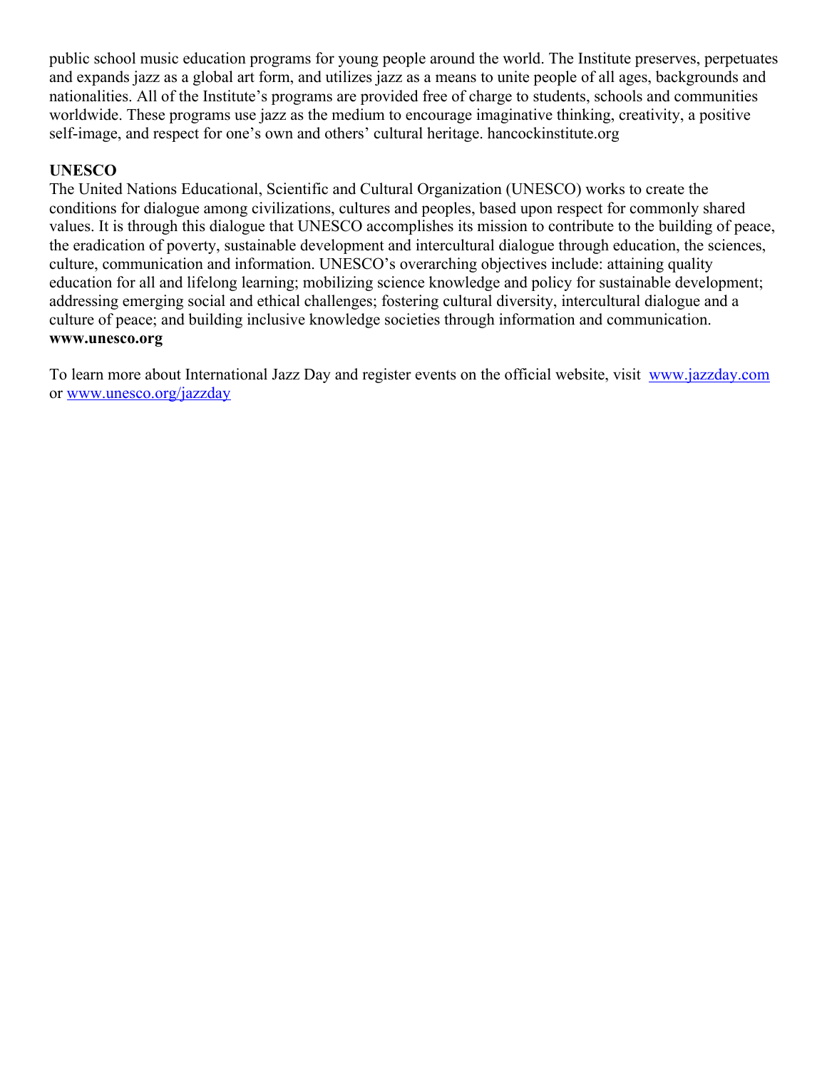public school music education programs for young people around the world. The Institute preserves, perpetuates and expands jazz as a global art form, and utilizes jazz as a means to unite people of all ages, backgrounds and nationalities. All of the Institute's programs are provided free of charge to students, schools and communities worldwide. These programs use jazz as the medium to encourage imaginative thinking, creativity, a positive self-image, and respect for one's own and others' cultural heritage. hancockinstitute.org

**UNESCO**

The United Nations Educational, Scientific and Cultural Organization (UNESCO) works to create the conditions for dialogue among civilizations, cultures and peoples, based upon respect for commonly shared values. It is through this dialogue that UNESCO accomplishes its mission to contribute to the building of peace, the eradication of poverty, sustainable development and intercultural dialogue through education, the sciences, culture, communication and information. UNESCO's overarching objectives include: attaining quality education for all and lifelong learning; mobilizing science knowledge and policy for sustainable development; addressing emerging social and ethical challenges; fostering cultural diversity, intercultural dialogue and a culture of peace; and building inclusive knowledge societies through information and communication. **www.unesco.org**

To learn more about International Jazz Day and register events on the official website, visit [www.jazzday.com](http://www.jazzday.com) or [www.unesco.org/jazzday](http://www.unesco.org/jazzday)